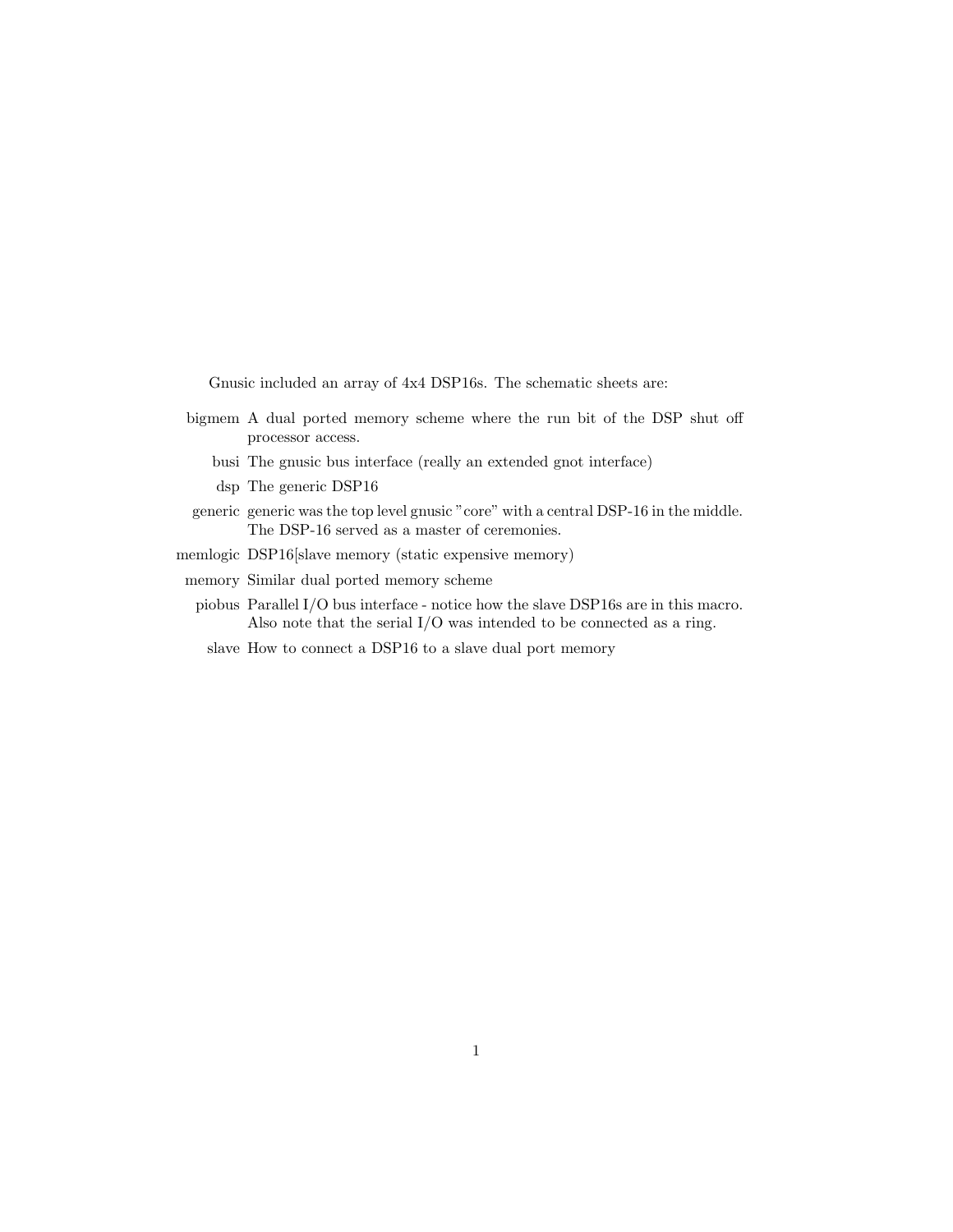Gnusic included an array of 4x4 DSP16s. The schematic sheets are:

**bigmem** A dual ported memory scheme where the run bit of the DSP shut off processor access.

**busi** The gnusic bus interface (really an extended gnot interface)

**dsp** The generic DSP16

**generic** generic was the top level gnusic "core" with a central DSP-16 in the middle. The DSP-16 served as a master of ceremonies.

**memlogic** DSP16[slave memory (static expensive memory)

**memory** Similar dual ported memory scheme

**piobus** Parallel I/O bus interface - notice how the slave DSP16s are in this macro. Also note that the serial I/O was intended to be connected as a ring.

**slave** How to connect a DSP16 to a slave dual port memory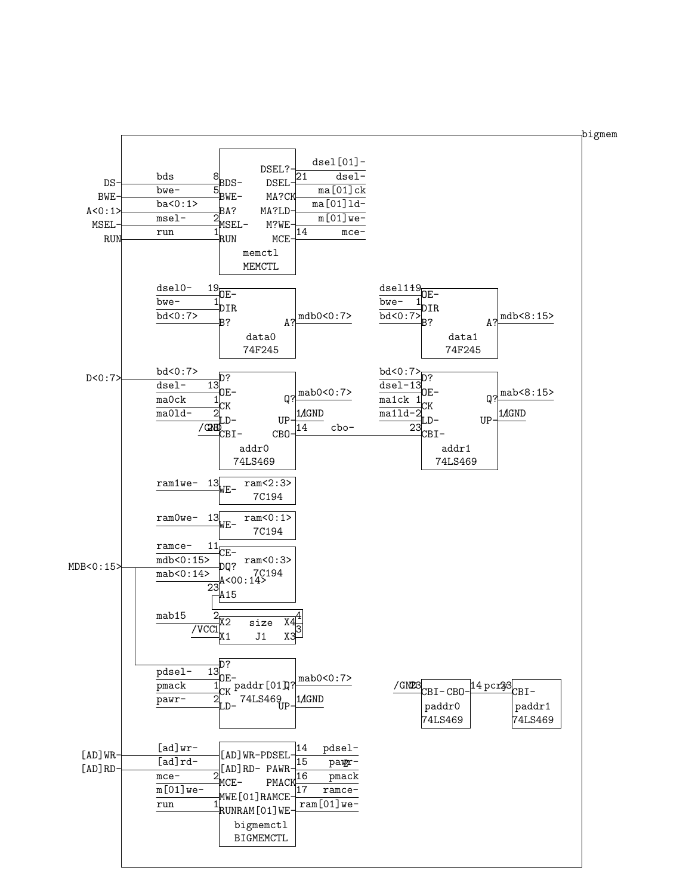bigmem

**Ports:** DS-, BWE-, A<0:1>, MSEL-, RUN, D<0:7>, MDB<0:15>, [AD]WR-, [AD]RD-

**memctl (MEMCTL)**

| Signal | Pin | Port | Port | Pin | Signal |
| --- | --- | --- | --- | --- | --- |
| bds | 8 | BDS- | DSEL?- | | dsel[01]- |
| bwe- | 5 | BWE- | DSEL- | 21 | dsel- |
| ba<0:1> | | BA? | MA?CK | | ma[01]ck |
| msel- | 2 | MSEL- | MA?LD- | | ma[01]ld- |
| run | 1 | RUN | M?WE- | | m[01]we- |
| | | | MCE- | 14 | mce- |

**data0 (74F245)**

| Signal | Pin | Port | Port | Signal |
| --- | --- | --- | --- | --- |
| dsel0- | 19 | OE- | A? | mdb0<0:7> |
| bwe- | 1 | DIR | | |
| bd<0:7> | | B? | | |

**data1 (74F245)**

| Signal | Pin | Port | Port | Signal |
| --- | --- | --- | --- | --- |
| dsel1- | 19 | OE- | A? | mdb<8:15> |
| bwe- | 1 | DIR | | |
| bd<0:7> | | B? | | |

**addr0 (74LS469)**

| Signal | Pin | Port | Port | Pin | Signal |
| --- | --- | --- | --- | --- | --- |
| bd<0:7> | | D? | Q? | | mab0<0:7> |
| dsel- | 13 | OE- | UP- | 11 | /GND |
| ma0ck | 1 | CK | CBO- | 14 | cbo- |
| ma0ld- | 2 | LD- | | | |
| /GND | 23 | CBI- | | | |

**addr1 (74LS469)**

| Signal | Pin | Port | Port | Pin | Signal |
| --- | --- | --- | --- | --- | --- |
| bd<0:7> | | D? | Q? | | mab<8:15> |
| dsel- | 13 | OE- | UP- | 11 | /GND |
| ma1ck | 1 | CK | | | |
| ma1ld- | 2 | LD- | | | |
| cbo- | 23 | CBI- | | | |

**ram<2:3> (7C194):** ram1we- 13 WE-

**ram<0:1> (7C194):** ram0we- 13 WE-

**ram<0:3> (7C194)**

| Signal | Pin | Port |
| --- | --- | --- |
| ramce- | 11 | CE- |
| mdb<0:15> | | DQ? |
| mab<0:14> | | A<00:14> |
| | 23 | A15 |

**size (J1)**

| Signal | Pin | Port | Port | Pin |
| --- | --- | --- | --- | --- |
| mab15 | 2 | X2 | X4 | 4 |
| /VCC | 1 | X1 | X3 | 3 |

**paddr[01] (74LS469)**

| Signal | Pin | Port | Port | Pin | Signal |
| --- | --- | --- | --- | --- | --- |
| | | D? | Q? | | mab0<0:7> |
| pdsel- | 13 | OE- | UP- | 11 | /GND |
| pmack | 1 | CK | | | |
| pawr- | 2 | LD- | | | |

**paddr0 (74LS469):** /GND 23 CBI-; CBO- 14 pcry

**paddr1 (74LS469):** pcry 23 CBI-

**bigmemctl (BIGMEMCTL)**

| Signal | Pin | Port | Port | Pin | Signal |
| --- | --- | --- | --- | --- | --- |
| [ad]wr- | | [AD]WR- | PDSEL- | 14 | pdsel- |
| [ad]rd- | | [AD]RD- | PAWR- | 15 | pawr- |
| mce- | 2 | MCE- | PMACK | 16 | pmack |
| m[01]we- | | MWE[01]- | RAMCE- | 17 | ramce- |
| run | 1 | RUN | RAM[01]WE- | | ram[01]we- |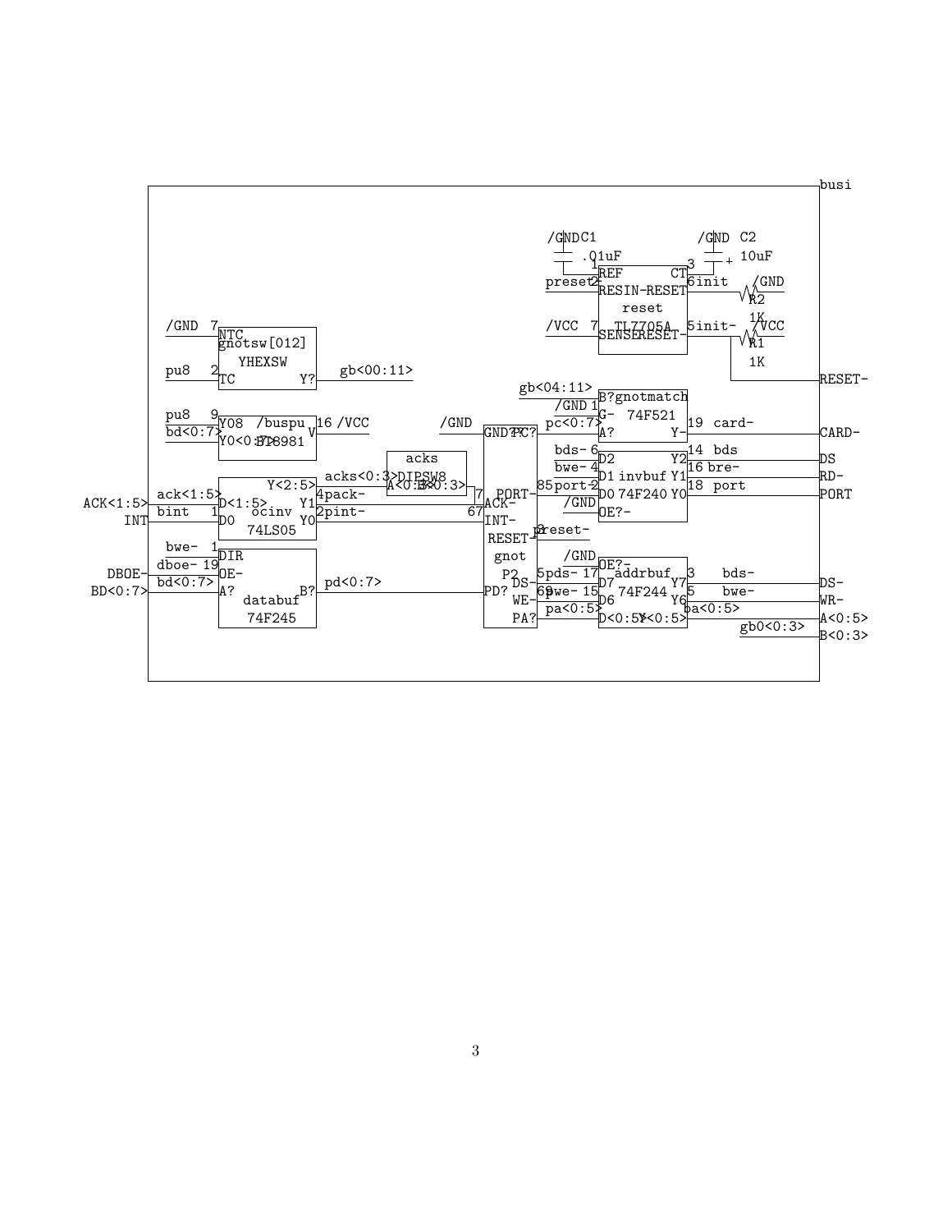```
busi

/GND C1          /GND C2
 .01uF               10uF
1 REF              CT 3  +
preset 2 RESIN-    RESET 6 init   /GND
                                  R2
         reset
/VCC 7 SENSE   TL7705A  RESET- 5 init-   1K  /VCC
                                  R1
                                  1K
                                                RESET-

/GND 7  NTC
        gnotsw[012]
        YHEXSW
pu8  2  TC          Y?   gb<00:11>

                                  gb<04:11>
                                         B? gnotmatch
                                  /GND 1 G-   74F521
pu8  9  Y08  /buspu  V 16 /VCC   /GND   GND? PC?  pc<0:7>  A?   Y- 19  card-     CARD-
bd<0:7> Y0<0:7> BT8981
                                                  bds- 6  D2        Y2 14  bds   DS
                         acks                     bwe- 4  D1 invbuf Y1 16 bre-   RD-
        Y<2:5>   acks<0:3> DIPSW8
ACK<1:5>  ack<1:5>  D<1:5>  ocinv  Y1 4 pack-  A<0:3> B<0:3>  7 ACK-  PORT- 85 port 2  D0 74F240 Y0 18  port   PORT
INT     bint   1  D0    74LS05  Y0 2 pint-       67 INT-          /GND  OE?-
                                                  RESET- 3 preset-
        bwe-  1  DIR                               gnot
DBOE-   dboe- 19 OE-                               P2      /GND  OE?-
BD<0:7> bd<0:7>  A?   databuf  B?   pd<0:7>        PD?  DS- 5 pds- 17  D7 addrbuf Y7 3   bds-   DS-
                 74F245                                 WE- 69 pwe- 15 D6  74F244 Y6 5   bwe-   WR-
                                                        PA?  pa<0:5>   D<0:5> Y<0:5>  pa<0:5>   A<0:5>
                                                                             gb0<0:3>   B<0:3>
```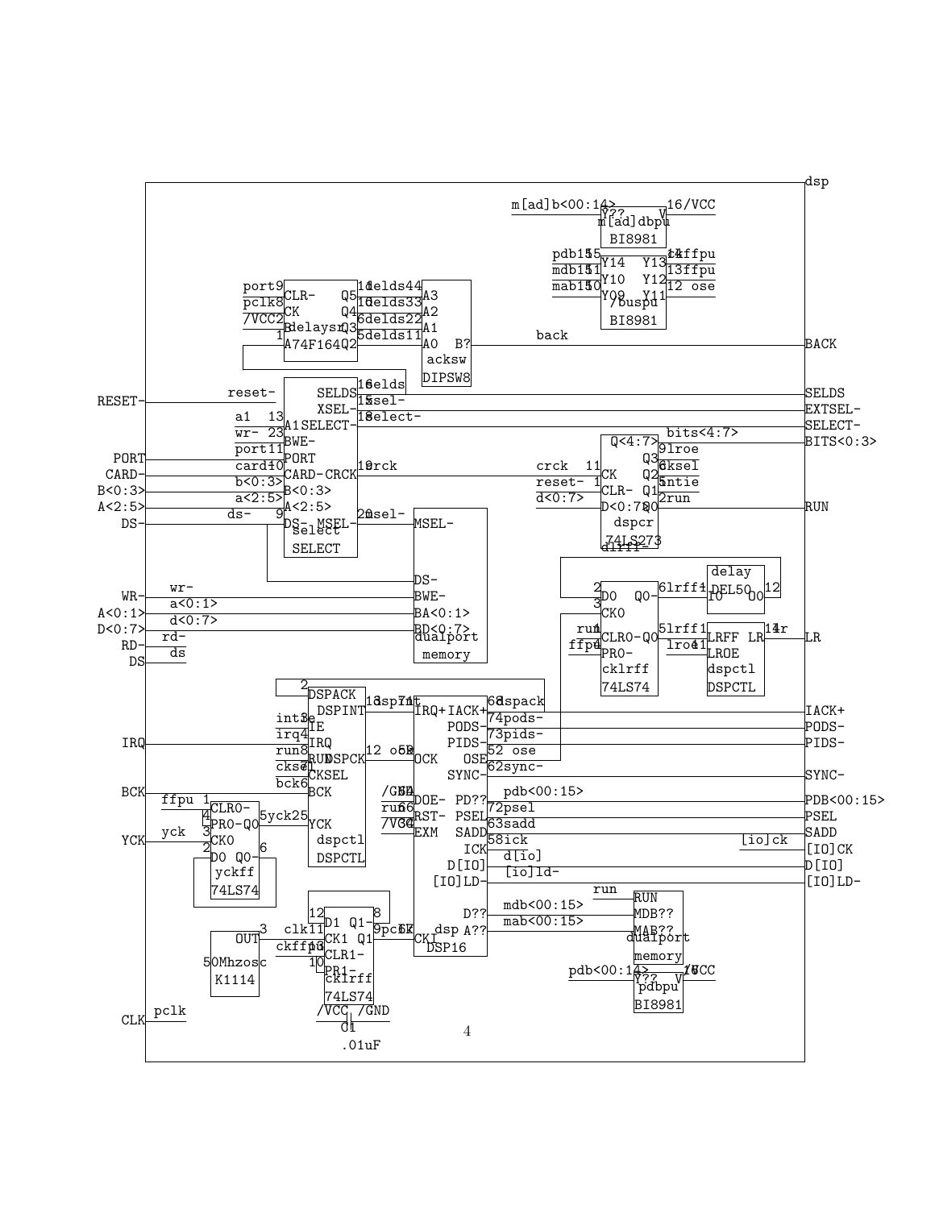```
dsp

m[ad]b<00:14>   Y??   V   16/VCC
m[ad]dbpu
BI8981

pdb15 15  Y14   Y13  14 ffpu
mdb15 11  Y10   Y12  13 ffpu
mab15 10  Y09   Y11  12 ose
/buspu
BI8981

port 9    CLR-   Q5  11 delds4  A3
pclk 8    CK     Q4  10 delds3  A2
/VCC 2    B            delays Q3  6 delds2  A1
1         A74F164 Q2  5 delds1  A0   B?     back      BACK
acksw
DIPSW8

RESET-    reset-        SELDS   16 selds                SELDS
                        XSEL-   15 xsel-                EXTSEL-
a1    13  A1  SELECT-   18 select-                      SELECT-
wr-   23  BWE-                          bits<4:7>       BITS<0:3>
port  11  PORT                 Q<4:7>
PORT      card- 10  CARD-  CRCK  19 crck    crck   11  CK    Q3  9 lroe
CARD-     b<0:3>    B<0:3>                  reset- 1   CLR-  Q2  6 cksel
B<0:3>    a<2:5>    A<2:5>                  d<0:7>     D<0:7> Q1 5 intie
A<2:5>    ds-   9   DS-  MSEL-  20 msel-  MSEL-                Q0 2 run    RUN
DS-       select                           dspcr
          SELECT                           74LS273
                                           dlrff-

                                                      delay
                                           2 D0   Q0-  6 lrff1  4  DEL50   12
                                           3 CK0                IO    O0
          wr-                   DS-
WR-       a<0:1>                BWE-
A<0:1>    d<0:7>                BA<0:1>     run 1  CLR0- Q0  5 lrff1  1  LRFF  LR  14 lr   LR
D<0:7>    rd-                   BD<0:7>     ffpu 4 PR0-        lroe  11 LROE
RD-       ds                    dualport                cklrff        dspctl
DS                              memory                  74LS74        DSPCTL

          2  DSPACK
             DSPINT  13 dspint  71 IRQ+ IACK+  68 dspack            IACK+
int  3   IE                            PODS-  74 pods-              PODS-
irq  4   IRQ                           PIDS-  73 pids-              PIDS-
IRQ       run  8   RUN  DSPCK  12 ose  59 OCK   OSE  52 ose
cksel 7  CKSEL                         SYNC-  62 sync-              SYNC-
BCK       bck  6   BCK                                 pdb<00:15>   PDB<00:15>
ffpu 1  CLR0-           /GND 64 DOE-   PD??   72 psel              PSEL
4 PR0- Q0  5 yck 25  YCK  run 66 RST-   PSEL   63 sadd              SADD
YCK  yck  3  CK0        dspctl  /VCC 34 EXM  SADD   58 ick   [io]ck   [IO]CK
2  D0  Q0-  6           DSPCTL               ICK    d[io]              D[IO]
   yckff                                     D[IO]  [io]ld-            [IO]LD-
   74LS74                                    [IO]LD-
                                                          run     RUN
         12  8                                 D??  mdb<00:15>  MDB??
             D1  Q1-                           A??  mab<00:15>  MAB??
OUT  3  clk 11 CK1  Q1  9 pclk  67 CKI  dsp                    dualport
50Mhzosc  ckff 13 CLR1-              DSP16                     memory
K1114      10 PR1-                              pdb<00:14>  Y??  V  16 VCC
             cklrff                                         pdbpu
             74LS74                                         BI8981
CLK  pclk    /VCC  /GND
             C1
             .01uF
```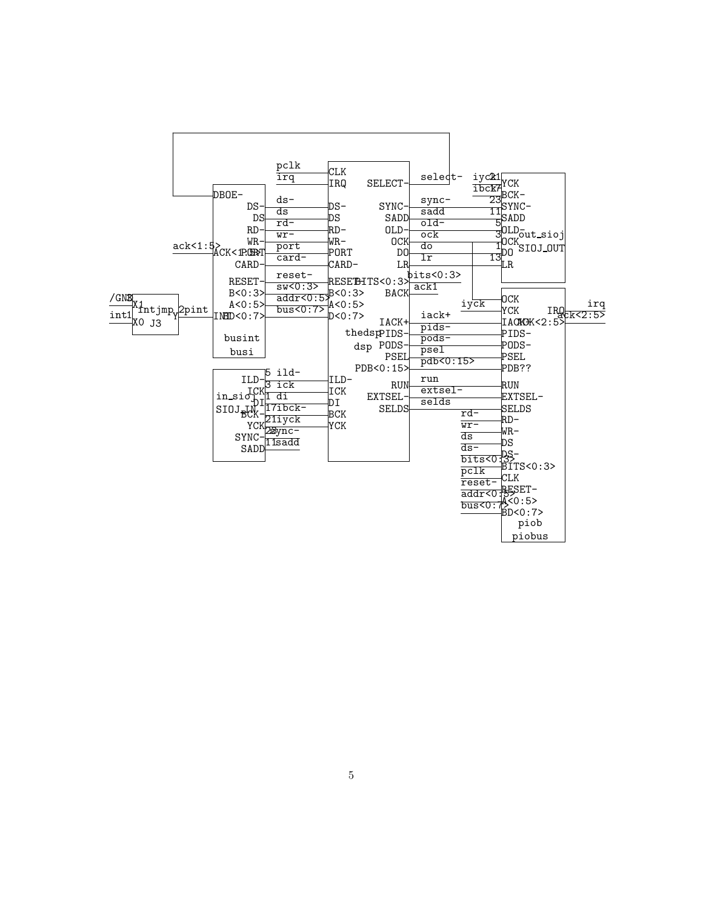```
intjmp J3
  X1: /GND
  X0: int1
  Y: 2pint

busint busi
  DBOE-
  DS-: ds-
  DS: ds
  RD-: rd-
  WR-: wr-
  PORT: port
  ACK<1:5>: ack<1:5>
  CARD-: card-
  RESET-: reset-
  B<0:3>: sw<0:3>
  A<0:5>: addr<0:5>
  INT
  BD<0:7>: bus<0:7>

thedsp dsp
  CLK: pclk
  IRQ: irq
  DS-: ds-
  DS: ds
  RD-: rd-
  WR-: wr-
  PORT: port
  CARD-: card-
  RESET-: reset-
  B<0:3>: sw<0:3>
  A<0:5>: addr<0:5>
  D<0:7>: bus<0:7>
  ILD-: ild-
  ICK: ick
  DI: di
  BCK: ibck-
  YCK: iyck
  SELECT-: select-
  SYNC-: sync-
  SADD: sadd
  OLD-: old-
  OCK: ock
  DO: do
  LR: lr
  BITS<0:3>: bits<0:3>
  BACK: ack1
  IACK+: iack+
  PIDS-: pids-
  PODS-: pods-
  PSEL: psel
  PDB<0:15>: pdb<0:15>
  RUN: run
  EXTSEL-: extsel-
  SELDS: selds

in_sioj SIOJ_IN
  ILD-: 5 ild-
  ICK: 3 ick
  DI: 1 di
  BCK-: 17 ibck-
  YCK: 21 iyck
  SYNC-: 23 sync-
  SADD: 11 sadd

out_sioj SIOJ_OUT
  YCK: 21 iyck
  BCK-: 17 ibck-
  SYNC-: 23
  SADD: 11
  OLD-: 5
  OCK: 3
  DO: 1
  LR: 13

piob piobus
  OCK
  YCK: iyck
  IACK+: iack+
  PIDS-: pids-
  PODS-: pods-
  PSEL: psel
  PDB??: pdb<0:15>
  RUN: run
  EXTSEL-: extsel-
  SELDS: selds
  RD-: rd-
  WR-: wr-
  DS: ds
  DS-: ds-
  BITS<0:3>: bits<0:3>
  CLK: pclk
  RESET-: reset-
  A<0:5>: addr<0:5>
  BD<0:7>: bus<0:7>
  IRQ: irq
  ACK<2:5>: ack<2:5>
```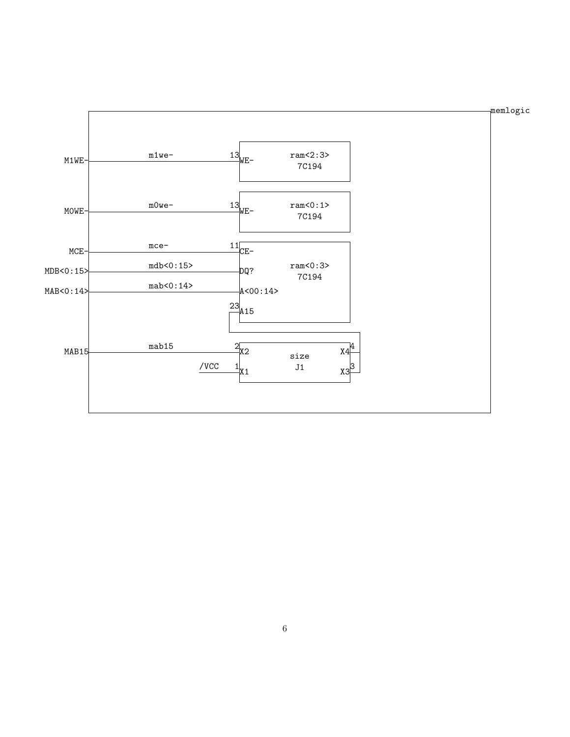memlogic

| Port | Net | Pin | Component pin | Component |
|---|---|---|---|---|
| M1WE- | m1we- | 13 | WE- | ram<2:3> 7C194 |
| M0WE- | m0we- | 13 | WE- | ram<0:1> 7C194 |
| MCE- | mce- | 11 | CE- | ram<0:3> 7C194 |
| MDB<0:15> | mdb<0:15> | | DQ? | ram<0:3> 7C194 |
| MAB<0:14> | mab<0:14> | | A<00:14> | ram<0:3> 7C194 |
| | | 23 | A15 | ram<0:3> 7C194 |
| MAB15 | mab15 | 2 | X2 | size J1 |
| | /VCC | 1 | X1 | size J1 |
| | | 4 | X4 | size J1 |
| | | 3 | X3 | size J1 |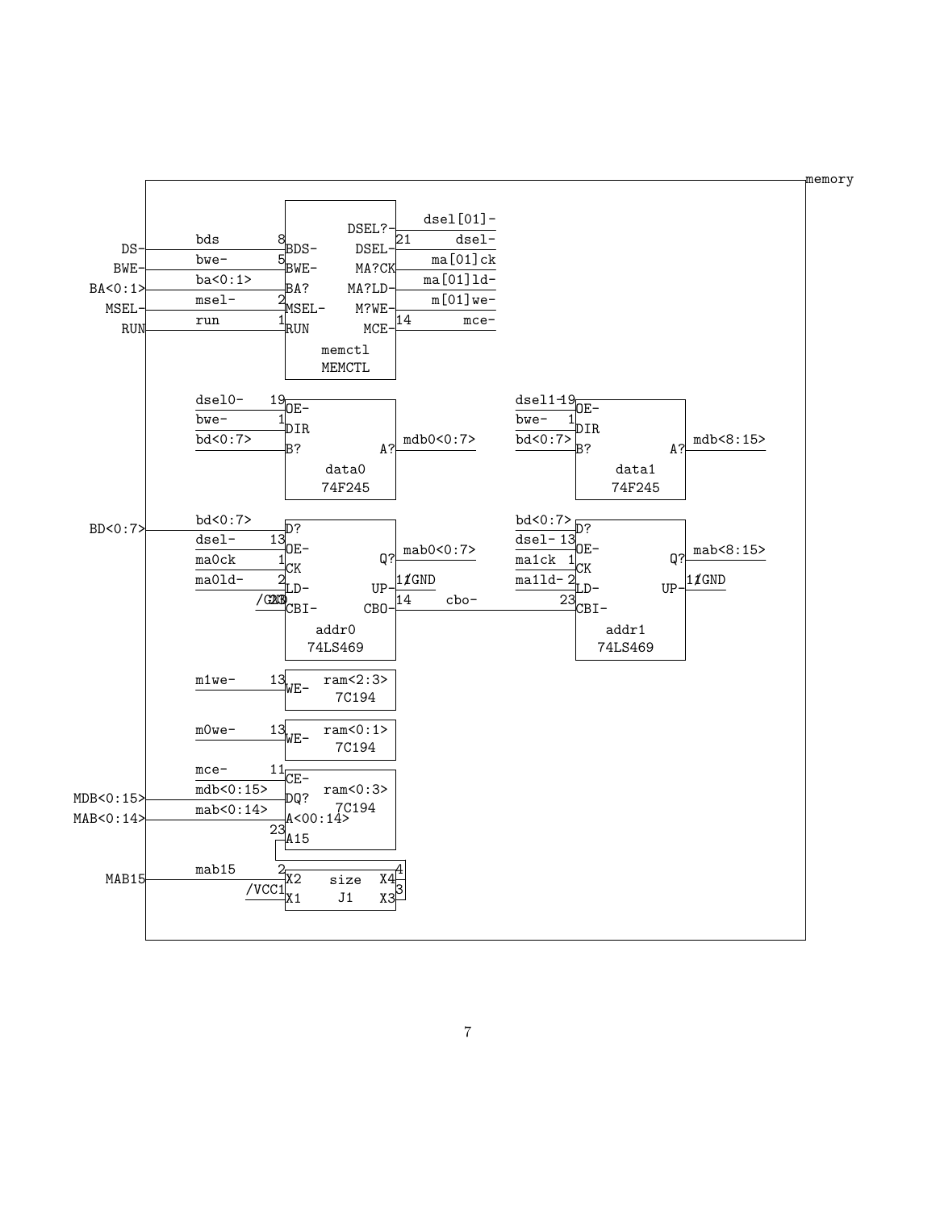```
memory

memctl  MEMCTL
  DS-       bds       8  BDS-      DSEL?-        dsel[01]-
  BWE-      bwe-      5  BWE-      DSEL-    21   dsel-
  BA<0:1>   ba<0:1>      BA?       MA?CK         ma[01]ck
  MSEL-     msel-     2  MSEL-     MA?LD-        ma[01]ld-
  RUN       run       1  RUN       M?WE-         m[01]we-
                                   MCE-     14   mce-

data0  74F245
  dsel0-    19  OE-
  bwe-       1  DIR
  bd<0:7>       B?         A?   mdb0<0:7>

data1  74F245
  dsel1-    19  OE-
  bwe-       1  DIR
  bd<0:7>       B?         A?   mdb<8:15>

addr0  74LS469
  BD<0:7>   bd<0:7>       D?
            dsel-     13  OE-        Q?        mab0<0:7>
            ma0ck      1  CK
            ma0ld-     2  LD-        UP-   11  /GND
            /GND      23  CBI-       CBO-  14  cbo-

addr1  74LS469
  bd<0:7>       D?
  dsel-     13  OE-        Q?        mab<8:15>
  ma1ck      1  CK
  ma1ld-     2  LD-        UP-   11  /GND
  cbo-      23  CBI-

ram<2:3>  7C194
  m1we-     13  WE-

ram<0:1>  7C194
  m0we-     13  WE-

ram<0:3>  7C194
            mce-         11  CE-
  MDB<0:15> mdb<0:15>        DQ?
  MAB<0:14> mab<0:14>        A<00:14>
                         23  A15

size  J1
  MAB15     mab15      2  X2        X4  4
            /VCC       1  X1        X3  3
```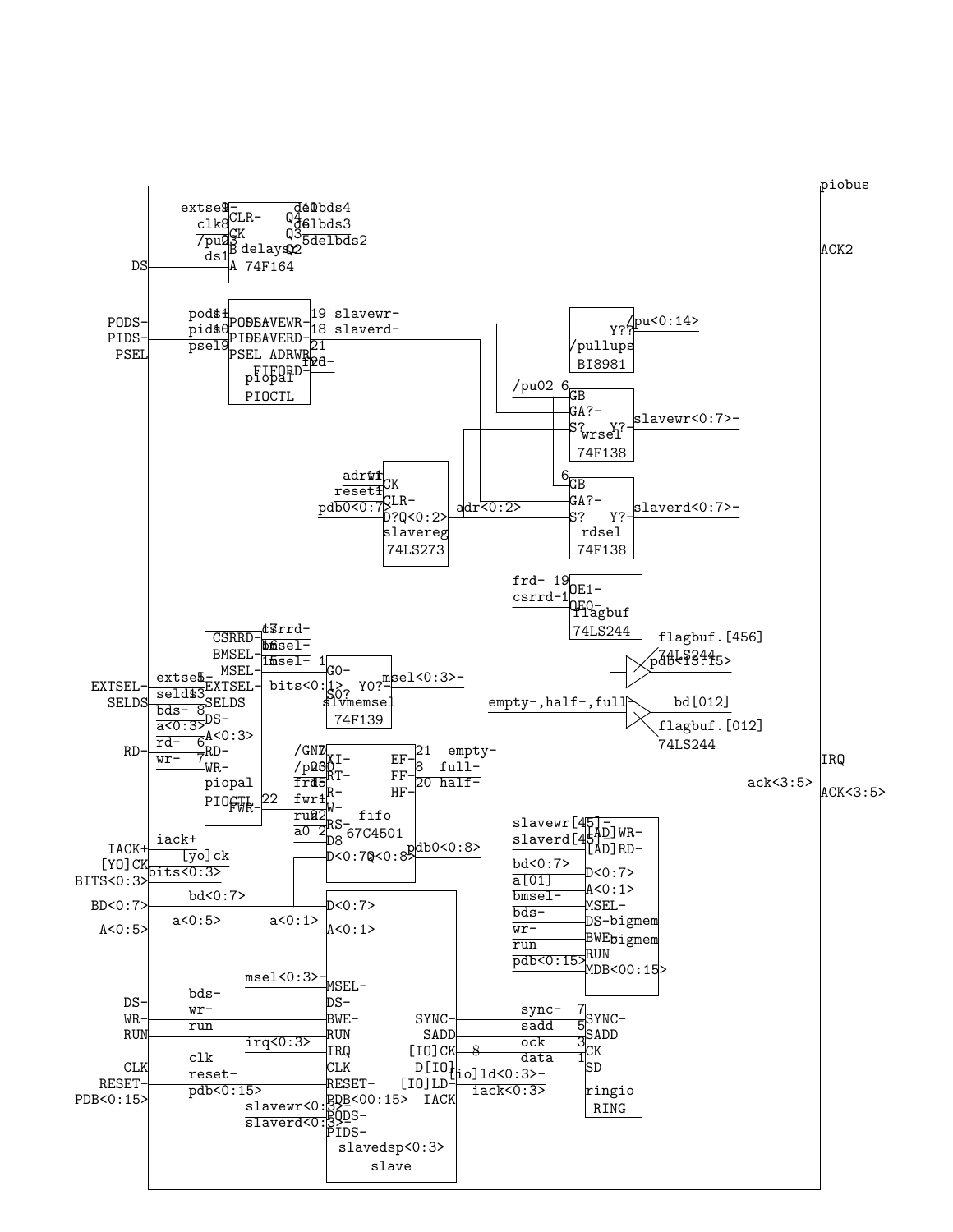piobus

**Ports (left side):** DS, PODS-, PIDS-, PSEL, EXTSEL-, SELDS, RD-, IACK+, [YO]CK, BITS<0:3>, BD<0:7>, A<0:5>, DS-, WR-, RUN, CLK, RESET-, PDB<0:15>

**Ports (right side):** ACK2, IRQ, ACK<3:5>

**delays — 74F164**
- Inputs: extsel- (9) CLR-, clk (8) CK, /pu03 (2) B, ds1 A
- Outputs: Q4 (11) delbds4, Q3 (6) delbds3, Q2 (5) delbds2

**piopal — PIOCTL**
- Inputs: pods- (11) PODS-, pids- (10) PIDS-, psel (9) PSEL
- Outputs: SLAVEWR- (19) slavewr-, SLAVERD- (18) slaverd-, ADRWR (21), FIFORD- (20) frd-

**/pullups — BI8981**
- Y?? /pu<0:14>

**wrsel — 74F138**
- /pu02 (6) GB, GA?-, S?, Y?- slavewr<0:7>-

**rdsel — 74F138**
- (6) GB, GA?-, S?, Y?- slaverd<0:7>-

**slavereg — 74LS273**
- adrwr (11) CK, reset- (1) CLR-, pdb0<0:7> D?, Q<0:2> adr<0:2>

**flagbuf — 74LS244**
- frd- (19) OE1-, csrrd- (1) OE0-

**flagbuf.[456] 74LS244** — pdb<13:15>

**flagbuf.[012] 74LS244** — empty-,half-,full- → bd[012]

**piopal — PIOCTL**
- Outputs: CSRRD- (17) csrrd-, BMSEL- (16) bmsel-, MSEL- (15) msel-
- Inputs: extsel- (5) EXTSEL-, selds (13) SELDS, bds- (8) DS-, a<0:3> A<0:3>, rd- (6) RD-, wr- (7) WR-
- FWR- (22)

**slvmemsel — 74F139**
- (1) G0-, bits<0:1> S0?, Y0?- msel<0:3>-

**fifo — 67C4501**
- /GND (7) XI-, /pu20 (20) RT-, frd (15) R-, fwr (1) W-, run (22) RS-, a0 (2) D8, D<0:7>
- EF- (21) empty-, FF- (8) full-, HF- (20) half-, Q<0:8> pdb0<0:8>

**bigmem**
- slavewr[45]- [AD]WR-, slaverd[45]- [AD]RD-, bd<0:7> D<0:7>, a[01] A<0:1>, bmsel- MSEL-, bds- DS-bigmem, wr- BWE-, run RUN, pdb<0:15> MDB<00:15>

**slave**
- bd<0:7> D<0:7>, a<0:1> A<0:1>, msel<0:3>- MSEL-, bds- DS-, wr- BWE-, run RUN, irq<0:3> IRQ, clk CLK, reset- RESET-, pdb<0:15> PDB<00:15>, slavewr<0:3>- PODS-, slaverd<0:3>- PIDS-
- SYNC- sync-, SADD sadd, [IO]CK ock, D[IO] data, [IO]LD- [io]ld<0:3>-, IACK iack<0:3>
- slavedsp<0:3>

**ringio — RING**
- (7) SYNC-, (5) SADD, (3) CK, (1) SD

Other labels: iack+, [yo]ck, bits<0:3>, bd<0:7>, a<0:5>, bds-, wr-, run, clk, reset-, pdb<0:15>, ack<3:5>, 8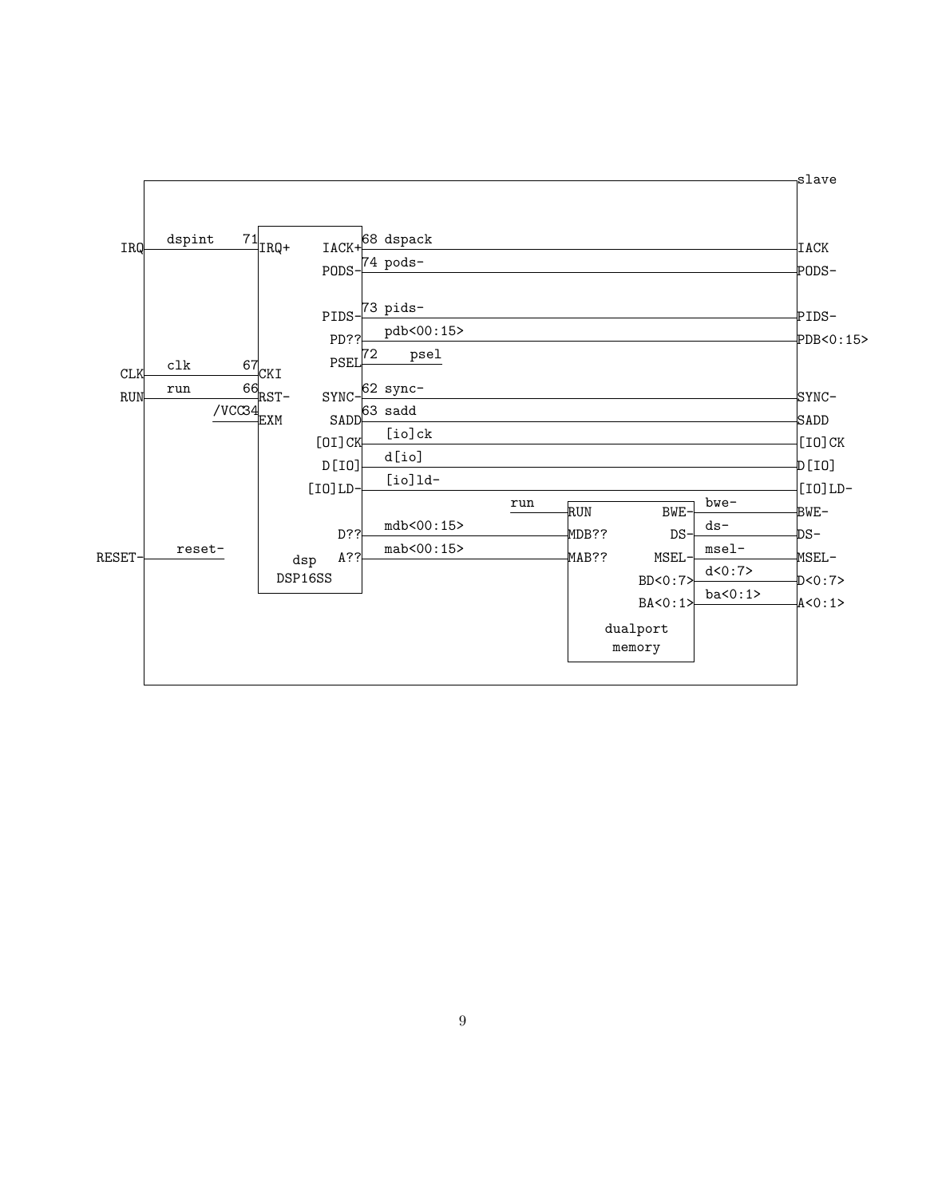slave

IRQ dspint 71 IRQ+ IACK+ 68 dspack IACK

PODS- 74 pods- PODS-

PIDS- 73 pids- PIDS-

PD?? pdb<00:15> PDB<0:15>

PSEL 72 psel

CLK clk 67 CKI

RUN run 66 RST- SYNC- 62 sync- SYNC-

/VCC 34 EXM SADD 63 sadd SADD

[OI]CK [io]ck [IO]CK

D[IO] d[io] D[IO]

[IO]LD- [io]ld- [IO]LD-

run RUN BWE- bwe- BWE-

D?? mdb<00:15> MDB?? DS- ds- DS-

RESET- reset- A?? mab<00:15> MAB?? MSEL- msel- MSEL-

dsp DSP16SS

BD<0:7> d<0:7> D<0:7>

BA<0:1> ba<0:1> A<0:1>

dualport memory